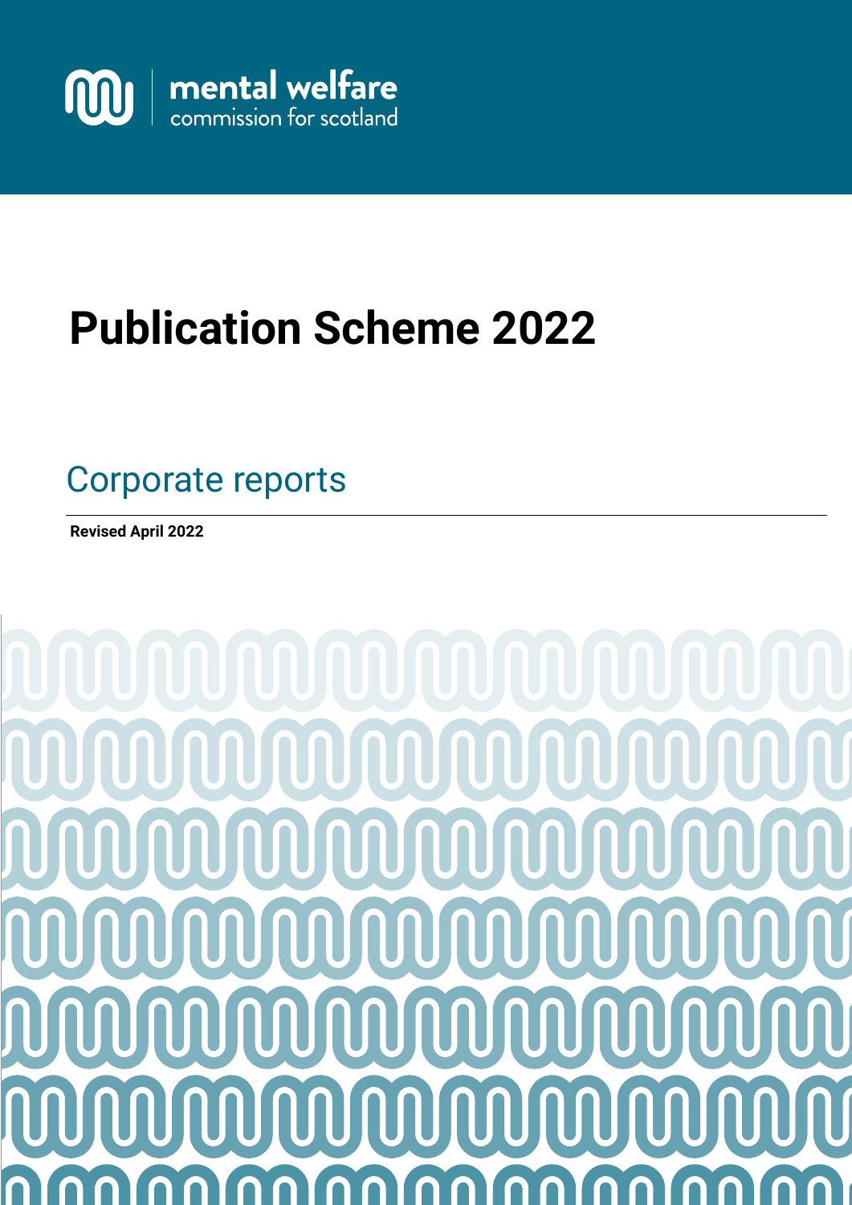mental welfare
commission for scotland

# Publication Scheme 2022

## Corporate reports

**Revised April 2022**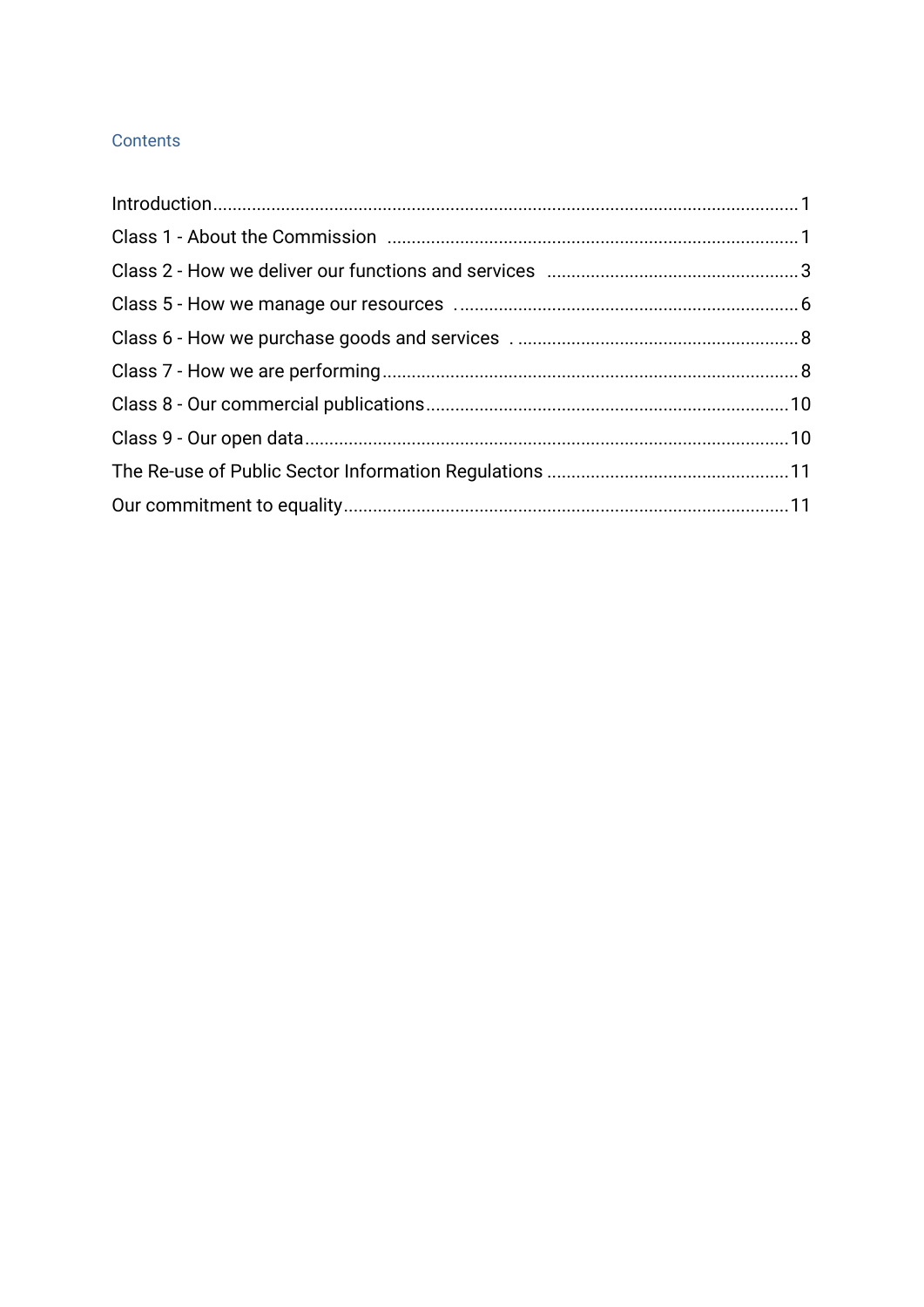## Contents

- Introduction ... 1
- Class 1 - About the Commission ... 1
- Class 2 - How we deliver our functions and services ... 3
- Class 5 - How we manage our resources ... 6
- Class 6 - How we purchase goods and services ... 8
- Class 7 - How we are performing ... 8
- Class 8 - Our commercial publications ... 10
- Class 9 - Our open data ... 10
- The Re-use of Public Sector Information Regulations ... 11
- Our commitment to equality ... 11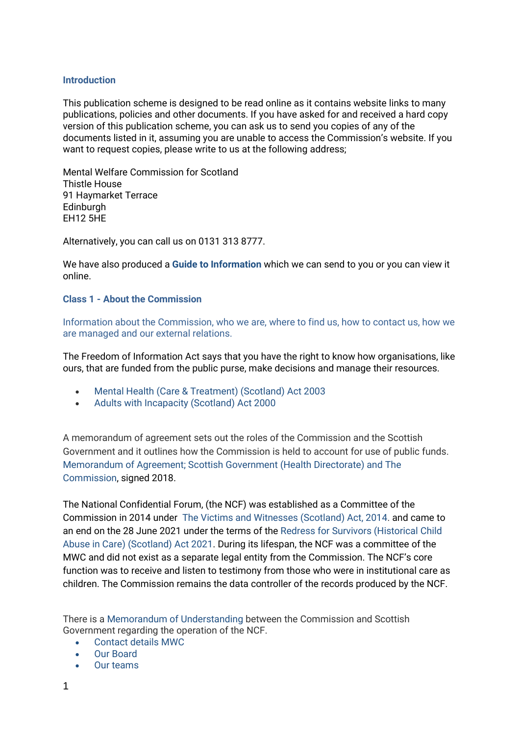## Introduction

This publication scheme is designed to be read online as it contains website links to many publications, policies and other documents. If you have asked for and received a hard copy version of this publication scheme, you can ask us to send you copies of any of the documents listed in it, assuming you are unable to access the Commission's website. If you want to request copies, please write to us at the following address;

Mental Welfare Commission for Scotland
Thistle House
91 Haymarket Terrace
Edinburgh
EH12 5HE

Alternatively, you can call us on 0131 313 8777.

We have also produced a **Guide to Information** which we can send to you or you can view it online.

## Class 1 - About the Commission

Information about the Commission, who we are, where to find us, how to contact us, how we are managed and our external relations.

The Freedom of Information Act says that you have the right to know how organisations, like ours, that are funded from the public purse, make decisions and manage their resources.

- Mental Health (Care & Treatment) (Scotland) Act 2003
- Adults with Incapacity (Scotland) Act 2000

A memorandum of agreement sets out the roles of the Commission and the Scottish Government and it outlines how the Commission is held to account for use of public funds. Memorandum of Agreement; Scottish Government (Health Directorate) and The Commission, signed 2018.

The National Confidential Forum, (the NCF) was established as a Committee of the Commission in 2014 under The Victims and Witnesses (Scotland) Act, 2014. and came to an end on the 28 June 2021 under the terms of the Redress for Survivors (Historical Child Abuse in Care) (Scotland) Act 2021. During its lifespan, the NCF was a committee of the MWC and did not exist as a separate legal entity from the Commission. The NCF's core function was to receive and listen to testimony from those who were in institutional care as children. The Commission remains the data controller of the records produced by the NCF.

There is a Memorandum of Understanding between the Commission and Scottish Government regarding the operation of the NCF.

- Contact details MWC
- Our Board
- Our teams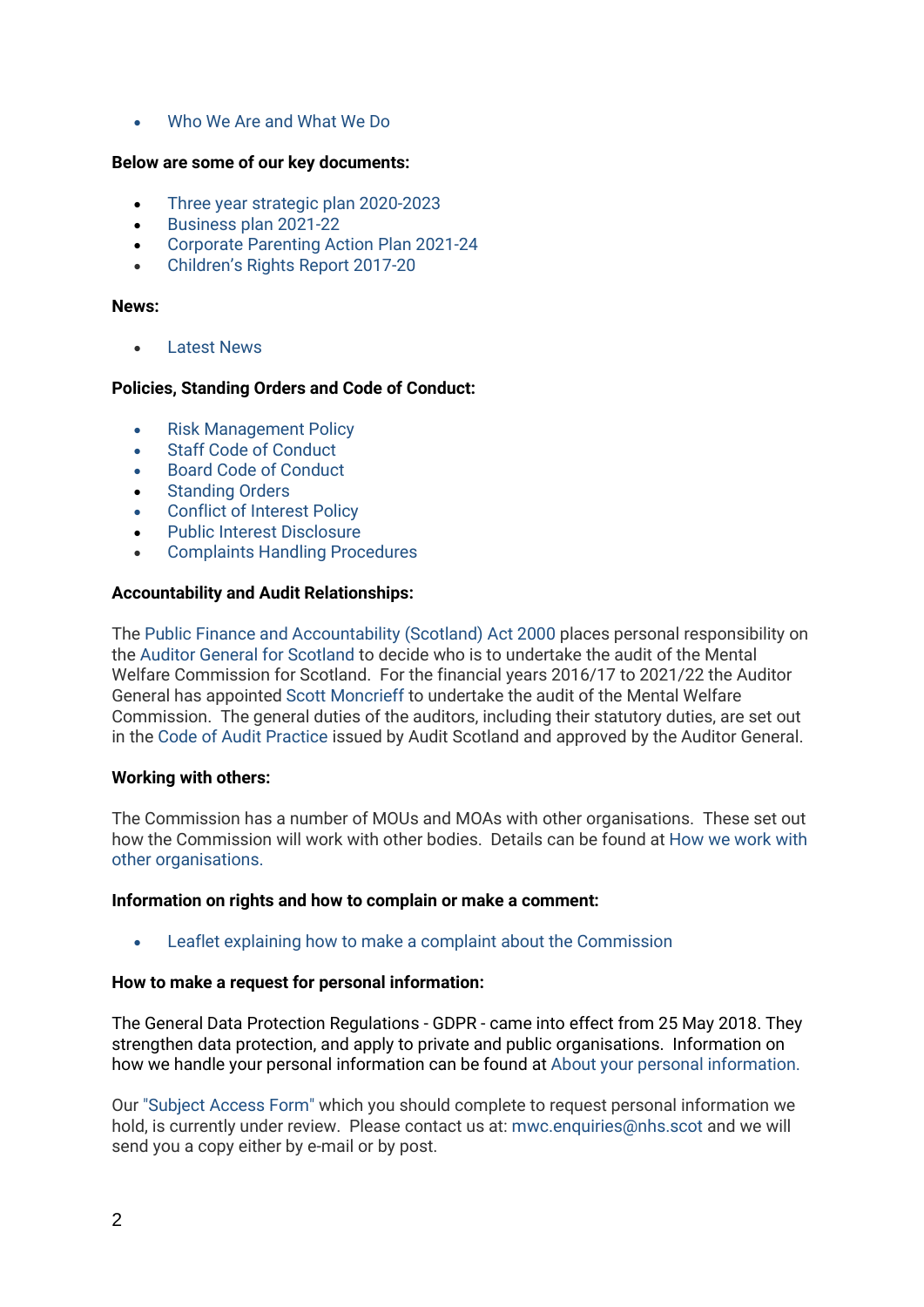- Who We Are and What We Do

**Below are some of our key documents:**

- Three year strategic plan 2020-2023
- Business plan 2021-22
- Corporate Parenting Action Plan 2021-24
- Children's Rights Report 2017-20

**News:**

- Latest News

**Policies, Standing Orders and Code of Conduct:**

- Risk Management Policy
- Staff Code of Conduct
- Board Code of Conduct
- Standing Orders
- Conflict of Interest Policy
- Public Interest Disclosure
- Complaints Handling Procedures

**Accountability and Audit Relationships:**

The Public Finance and Accountability (Scotland) Act 2000 places personal responsibility on the Auditor General for Scotland to decide who is to undertake the audit of the Mental Welfare Commission for Scotland. For the financial years 2016/17 to 2021/22 the Auditor General has appointed Scott Moncrieff to undertake the audit of the Mental Welfare Commission. The general duties of the auditors, including their statutory duties, are set out in the Code of Audit Practice issued by Audit Scotland and approved by the Auditor General.

**Working with others:**

The Commission has a number of MOUs and MOAs with other organisations. These set out how the Commission will work with other bodies. Details can be found at How we work with other organisations.

**Information on rights and how to complain or make a comment:**

- Leaflet explaining how to make a complaint about the Commission

**How to make a request for personal information:**

The General Data Protection Regulations - GDPR - came into effect from 25 May 2018. They strengthen data protection, and apply to private and public organisations. Information on how we handle your personal information can be found at About your personal information.

Our "Subject Access Form" which you should complete to request personal information we hold, is currently under review. Please contact us at: mwc.enquiries@nhs.scot and we will send you a copy either by e-mail or by post.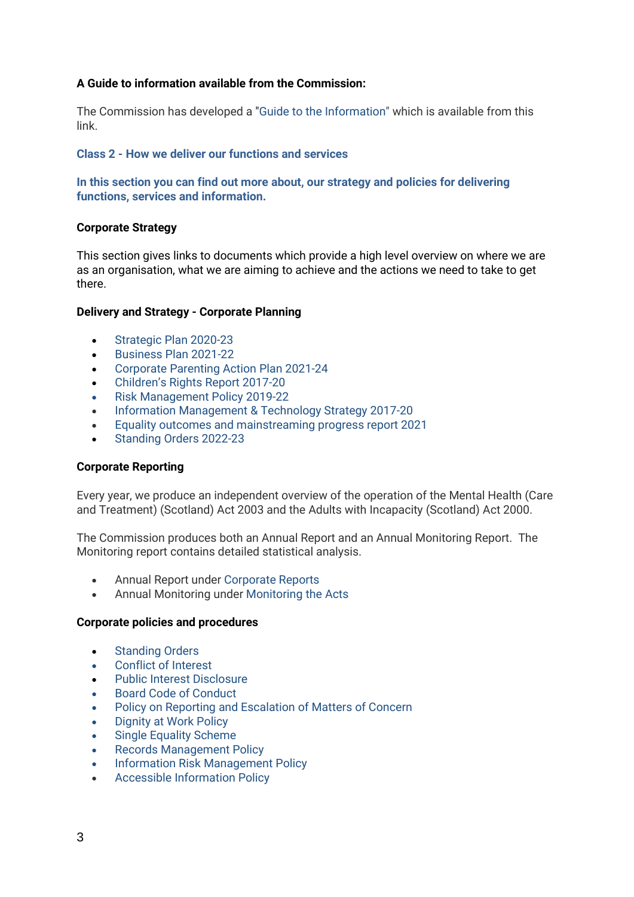**A Guide to information available from the Commission:**

The Commission has developed a "Guide to the Information" which is available from this link.

### Class 2 - How we deliver our functions and services

**In this section you can find out more about, our strategy and policies for delivering functions, services and information.**

**Corporate Strategy**

This section gives links to documents which provide a high level overview on where we are as an organisation, what we are aiming to achieve and the actions we need to take to get there.

**Delivery and Strategy - Corporate Planning**

- Strategic Plan 2020-23
- Business Plan 2021-22
- Corporate Parenting Action Plan 2021-24
- Children's Rights Report 2017-20
- Risk Management Policy 2019-22
- Information Management & Technology Strategy 2017-20
- Equality outcomes and mainstreaming progress report 2021
- Standing Orders 2022-23

**Corporate Reporting**

Every year, we produce an independent overview of the operation of the Mental Health (Care and Treatment) (Scotland) Act 2003 and the Adults with Incapacity (Scotland) Act 2000.

The Commission produces both an Annual Report and an Annual Monitoring Report. The Monitoring report contains detailed statistical analysis.

- Annual Report under Corporate Reports
- Annual Monitoring under Monitoring the Acts

**Corporate policies and procedures**

- Standing Orders
- Conflict of Interest
- Public Interest Disclosure
- Board Code of Conduct
- Policy on Reporting and Escalation of Matters of Concern
- Dignity at Work Policy
- Single Equality Scheme
- Records Management Policy
- Information Risk Management Policy
- Accessible Information Policy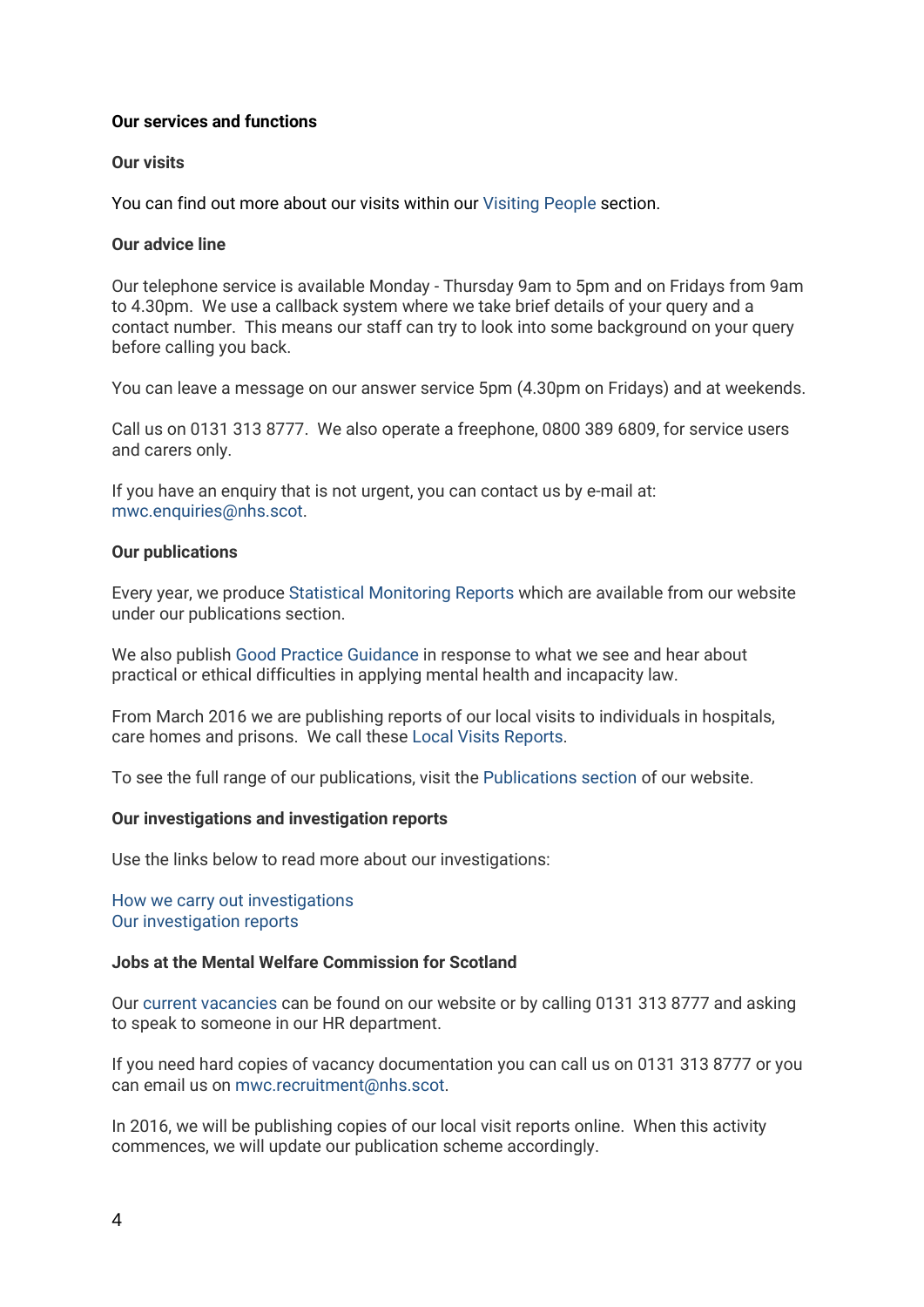**Our services and functions**

**Our visits**

You can find out more about our visits within our Visiting People section.

**Our advice line**

Our telephone service is available Monday - Thursday 9am to 5pm and on Fridays from 9am to 4.30pm. We use a callback system where we take brief details of your query and a contact number. This means our staff can try to look into some background on your query before calling you back.

You can leave a message on our answer service 5pm (4.30pm on Fridays) and at weekends.

Call us on 0131 313 8777. We also operate a freephone, 0800 389 6809, for service users and carers only.

If you have an enquiry that is not urgent, you can contact us by e-mail at: mwc.enquiries@nhs.scot.

**Our publications**

Every year, we produce Statistical Monitoring Reports which are available from our website under our publications section.

We also publish Good Practice Guidance in response to what we see and hear about practical or ethical difficulties in applying mental health and incapacity law.

From March 2016 we are publishing reports of our local visits to individuals in hospitals, care homes and prisons. We call these Local Visits Reports.

To see the full range of our publications, visit the Publications section of our website.

**Our investigations and investigation reports**

Use the links below to read more about our investigations:

How we carry out investigations
Our investigation reports

**Jobs at the Mental Welfare Commission for Scotland**

Our current vacancies can be found on our website or by calling 0131 313 8777 and asking to speak to someone in our HR department.

If you need hard copies of vacancy documentation you can call us on 0131 313 8777 or you can email us on mwc.recruitment@nhs.scot.

In 2016, we will be publishing copies of our local visit reports online. When this activity commences, we will update our publication scheme accordingly.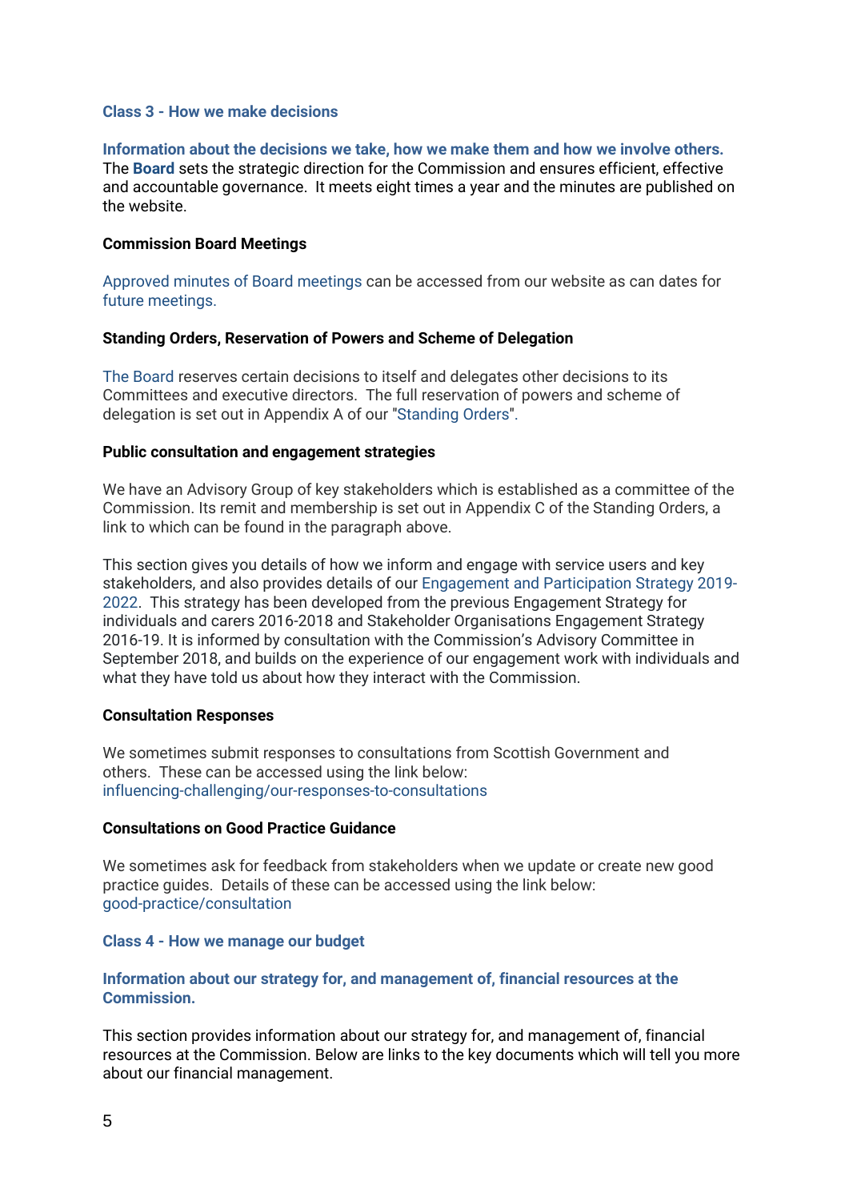## Class 3 - How we make decisions

**Information about the decisions we take, how we make them and how we involve others.**
The **Board** sets the strategic direction for the Commission and ensures efficient, effective and accountable governance. It meets eight times a year and the minutes are published on the website.

### Commission Board Meetings

Approved minutes of Board meetings can be accessed from our website as can dates for future meetings.

### Standing Orders, Reservation of Powers and Scheme of Delegation

The Board reserves certain decisions to itself and delegates other decisions to its Committees and executive directors. The full reservation of powers and scheme of delegation is set out in Appendix A of our "Standing Orders".

### Public consultation and engagement strategies

We have an Advisory Group of key stakeholders which is established as a committee of the Commission. Its remit and membership is set out in Appendix C of the Standing Orders, a link to which can be found in the paragraph above.

This section gives you details of how we inform and engage with service users and key stakeholders, and also provides details of our Engagement and Participation Strategy 2019-2022. This strategy has been developed from the previous Engagement Strategy for individuals and carers 2016-2018 and Stakeholder Organisations Engagement Strategy 2016-19. It is informed by consultation with the Commission's Advisory Committee in September 2018, and builds on the experience of our engagement work with individuals and what they have told us about how they interact with the Commission.

### Consultation Responses

We sometimes submit responses to consultations from Scottish Government and others. These can be accessed using the link below:
influencing-challenging/our-responses-to-consultations

### Consultations on Good Practice Guidance

We sometimes ask for feedback from stakeholders when we update or create new good practice guides. Details of these can be accessed using the link below:
good-practice/consultation

## Class 4 - How we manage our budget

**Information about our strategy for, and management of, financial resources at the Commission.**

This section provides information about our strategy for, and management of, financial resources at the Commission. Below are links to the key documents which will tell you more about our financial management.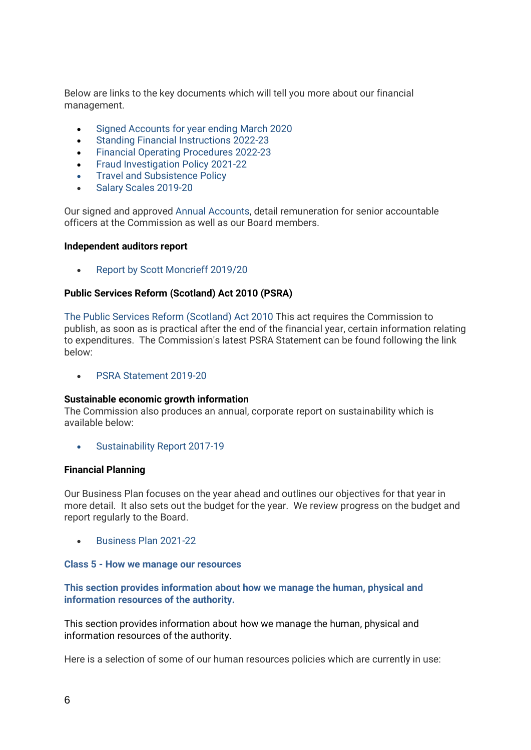Below are links to the key documents which will tell you more about our financial management.

- Signed Accounts for year ending March 2020
- Standing Financial Instructions 2022-23
- Financial Operating Procedures 2022-23
- Fraud Investigation Policy 2021-22
- Travel and Subsistence Policy
- Salary Scales 2019-20

Our signed and approved Annual Accounts, detail remuneration for senior accountable officers at the Commission as well as our Board members.

**Independent auditors report**

- Report by Scott Moncrieff 2019/20

**Public Services Reform (Scotland) Act 2010 (PSRA)**

The Public Services Reform (Scotland) Act 2010 This act requires the Commission to publish, as soon as is practical after the end of the financial year, certain information relating to expenditures. The Commission's latest PSRA Statement can be found following the link below:

- PSRA Statement 2019-20

**Sustainable economic growth information**

The Commission also produces an annual, corporate report on sustainability which is available below:

- Sustainability Report 2017-19

**Financial Planning**

Our Business Plan focuses on the year ahead and outlines our objectives for that year in more detail. It also sets out the budget for the year. We review progress on the budget and report regularly to the Board.

- Business Plan 2021-22

### Class 5 - How we manage our resources

#### This section provides information about how we manage the human, physical and information resources of the authority.

This section provides information about how we manage the human, physical and information resources of the authority.

Here is a selection of some of our human resources policies which are currently in use: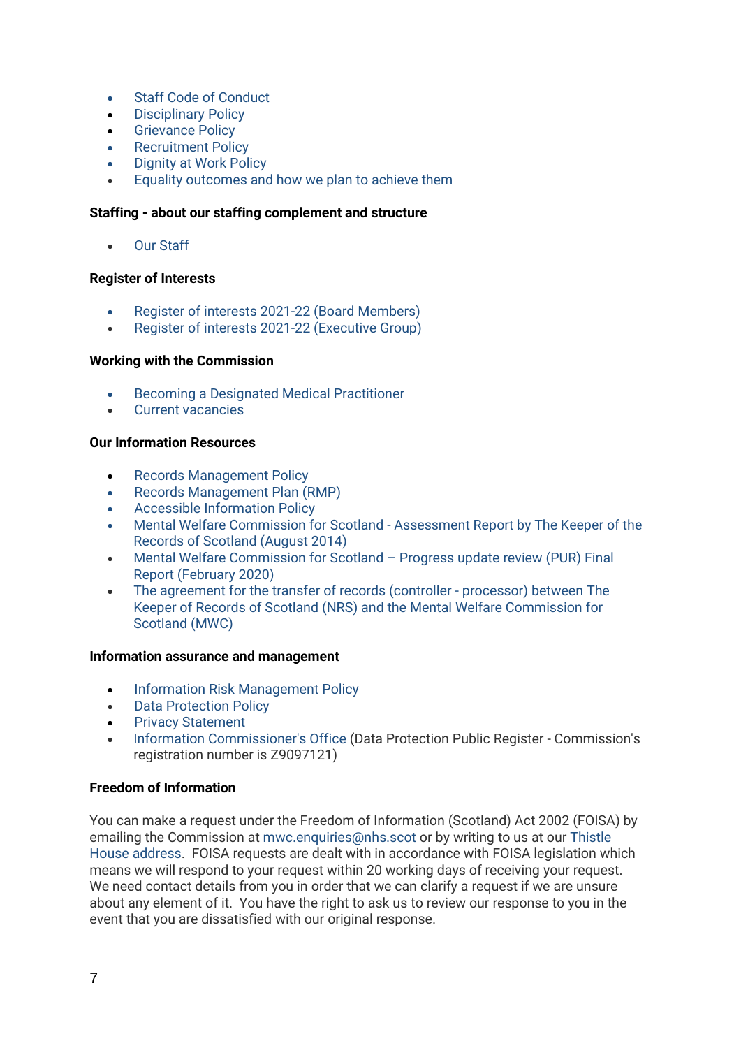- Staff Code of Conduct
- Disciplinary Policy
- Grievance Policy
- Recruitment Policy
- Dignity at Work Policy
- Equality outcomes and how we plan to achieve them

**Staffing - about our staffing complement and structure**

- Our Staff

**Register of Interests**

- Register of interests 2021-22 (Board Members)
- Register of interests 2021-22 (Executive Group)

**Working with the Commission**

- Becoming a Designated Medical Practitioner
- Current vacancies

**Our Information Resources**

- Records Management Policy
- Records Management Plan (RMP)
- Accessible Information Policy
- Mental Welfare Commission for Scotland - Assessment Report by The Keeper of the Records of Scotland (August 2014)
- Mental Welfare Commission for Scotland – Progress update review (PUR) Final Report (February 2020)
- The agreement for the transfer of records (controller - processor) between The Keeper of Records of Scotland (NRS) and the Mental Welfare Commission for Scotland (MWC)

**Information assurance and management**

- Information Risk Management Policy
- Data Protection Policy
- Privacy Statement
- Information Commissioner's Office (Data Protection Public Register - Commission's registration number is Z9097121)

**Freedom of Information**

You can make a request under the Freedom of Information (Scotland) Act 2002 (FOISA) by emailing the Commission at mwc.enquiries@nhs.scot or by writing to us at our Thistle House address. FOISA requests are dealt with in accordance with FOISA legislation which means we will respond to your request within 20 working days of receiving your request. We need contact details from you in order that we can clarify a request if we are unsure about any element of it. You have the right to ask us to review our response to you in the event that you are dissatisfied with our original response.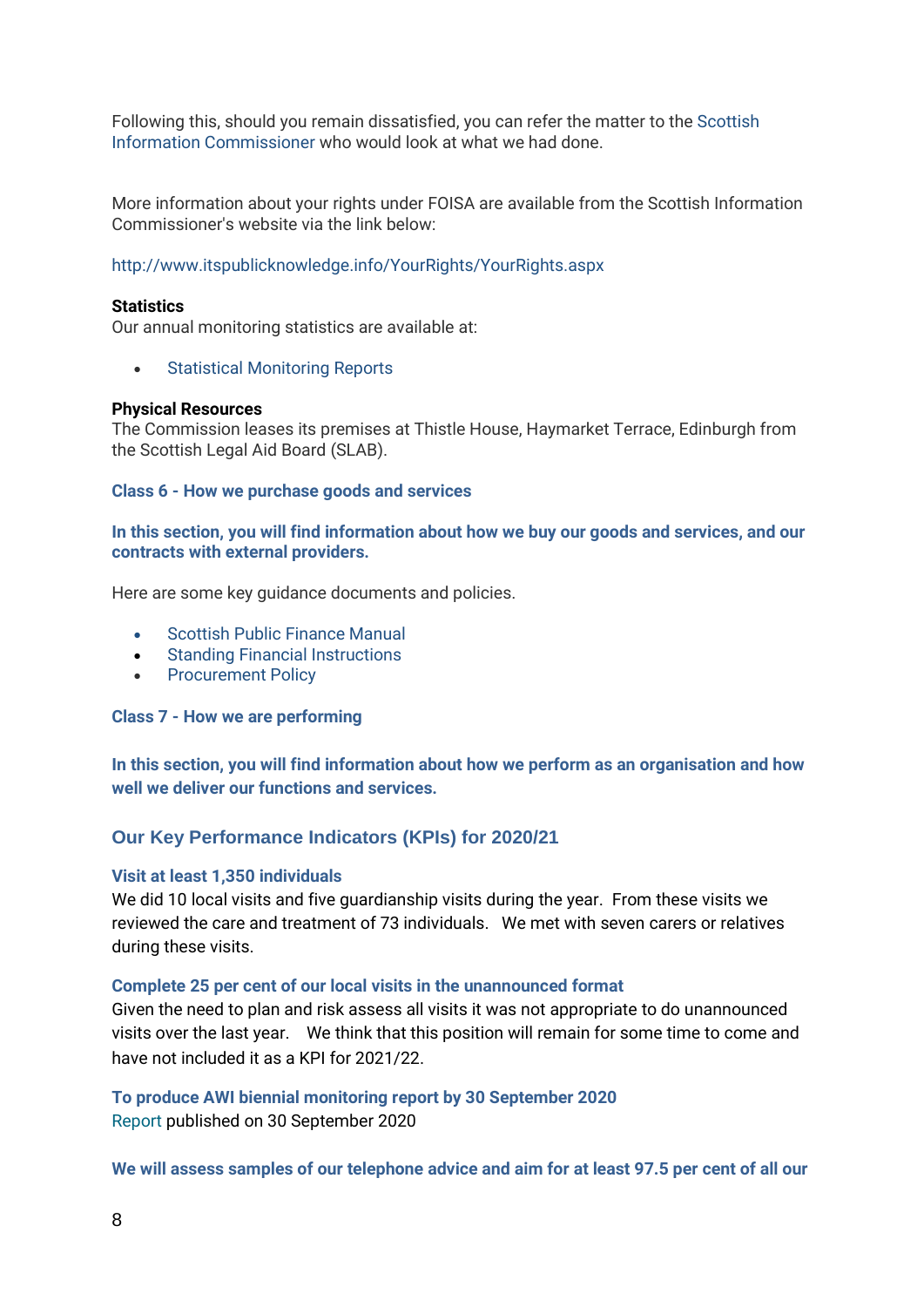Following this, should you remain dissatisfied, you can refer the matter to the Scottish Information Commissioner who would look at what we had done.

More information about your rights under FOISA are available from the Scottish Information Commissioner's website via the link below:

http://www.itspublicknowledge.info/YourRights/YourRights.aspx

**Statistics**
Our annual monitoring statistics are available at:

- Statistical Monitoring Reports

**Physical Resources**
The Commission leases its premises at Thistle House, Haymarket Terrace, Edinburgh from the Scottish Legal Aid Board (SLAB).

### Class 6 - How we purchase goods and services

**In this section, you will find information about how we buy our goods and services, and our contracts with external providers.**

Here are some key guidance documents and policies.

- Scottish Public Finance Manual
- Standing Financial Instructions
- Procurement Policy

### Class 7 - How we are performing

**In this section, you will find information about how we perform as an organisation and how well we deliver our functions and services.**

## Our Key Performance Indicators (KPIs) for 2020/21

**Visit at least 1,350 individuals**
We did 10 local visits and five guardianship visits during the year. From these visits we reviewed the care and treatment of 73 individuals. We met with seven carers or relatives during these visits.

**Complete 25 per cent of our local visits in the unannounced format**
Given the need to plan and risk assess all visits it was not appropriate to do unannounced visits over the last year. We think that this position will remain for some time to come and have not included it as a KPI for 2021/22.

**To produce AWI biennial monitoring report by 30 September 2020**
Report published on 30 September 2020

**We will assess samples of our telephone advice and aim for at least 97.5 per cent of all our**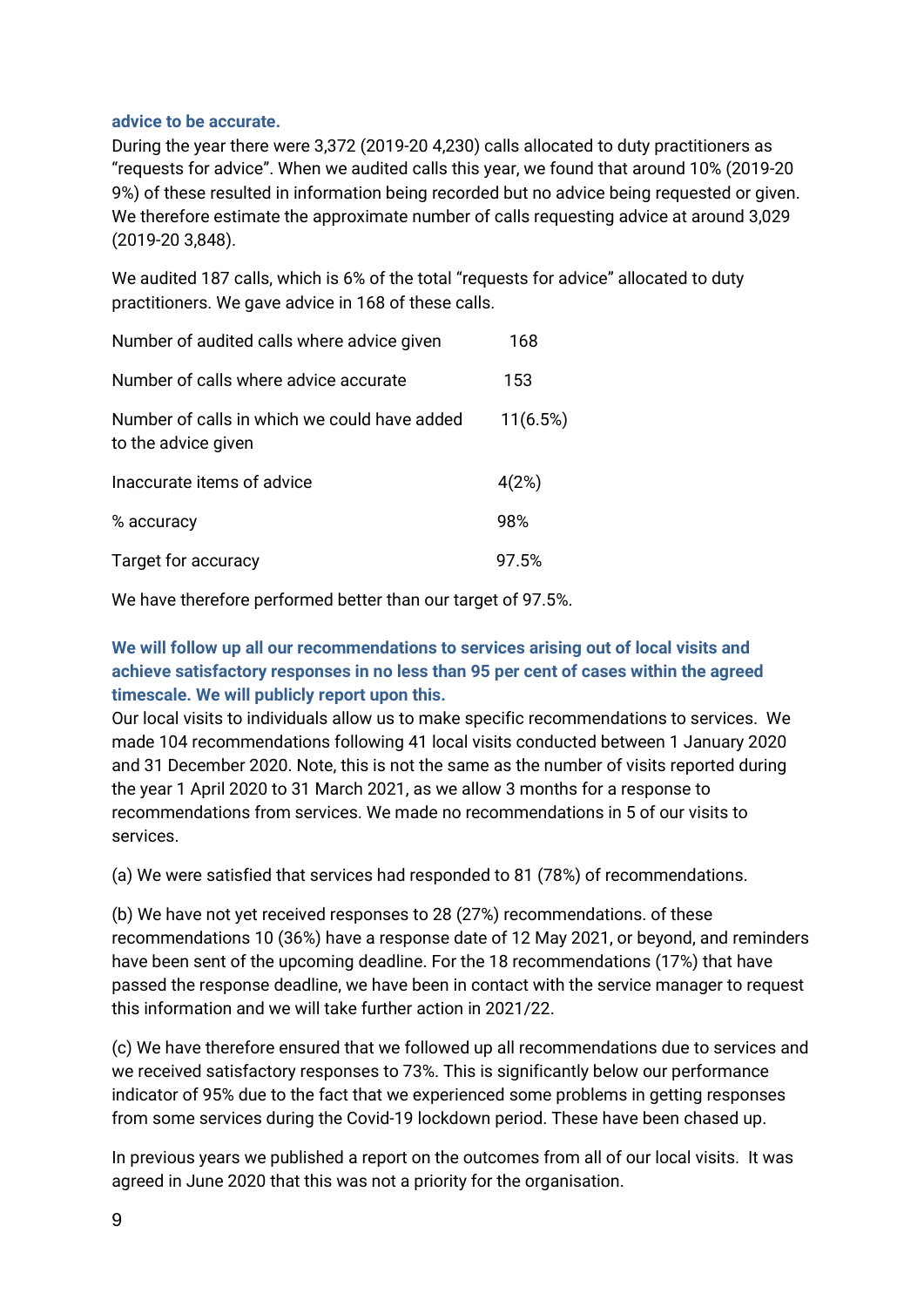**advice to be accurate.**

During the year there were 3,372 (2019-20 4,230) calls allocated to duty practitioners as "requests for advice". When we audited calls this year, we found that around 10% (2019-20 9%) of these resulted in information being recorded but no advice being requested or given. We therefore estimate the approximate number of calls requesting advice at around 3,029 (2019-20 3,848).

We audited 187 calls, which is 6% of the total "requests for advice" allocated to duty practitioners. We gave advice in 168 of these calls.

| | |
|---|---|
| Number of audited calls where advice given | 168 |
| Number of calls where advice accurate | 153 |
| Number of calls in which we could have added to the advice given | 11(6.5%) |
| Inaccurate items of advice | 4(2%) |
| % accuracy | 98% |
| Target for accuracy | 97.5% |

We have therefore performed better than our target of 97.5%.

**We will follow up all our recommendations to services arising out of local visits and achieve satisfactory responses in no less than 95 per cent of cases within the agreed timescale. We will publicly report upon this.**

Our local visits to individuals allow us to make specific recommendations to services. We made 104 recommendations following 41 local visits conducted between 1 January 2020 and 31 December 2020. Note, this is not the same as the number of visits reported during the year 1 April 2020 to 31 March 2021, as we allow 3 months for a response to recommendations from services. We made no recommendations in 5 of our visits to services.

(a) We were satisfied that services had responded to 81 (78%) of recommendations.

(b) We have not yet received responses to 28 (27%) recommendations. of these recommendations 10 (36%) have a response date of 12 May 2021, or beyond, and reminders have been sent of the upcoming deadline. For the 18 recommendations (17%) that have passed the response deadline, we have been in contact with the service manager to request this information and we will take further action in 2021/22.

(c) We have therefore ensured that we followed up all recommendations due to services and we received satisfactory responses to 73%. This is significantly below our performance indicator of 95% due to the fact that we experienced some problems in getting responses from some services during the Covid-19 lockdown period. These have been chased up.

In previous years we published a report on the outcomes from all of our local visits. It was agreed in June 2020 that this was not a priority for the organisation.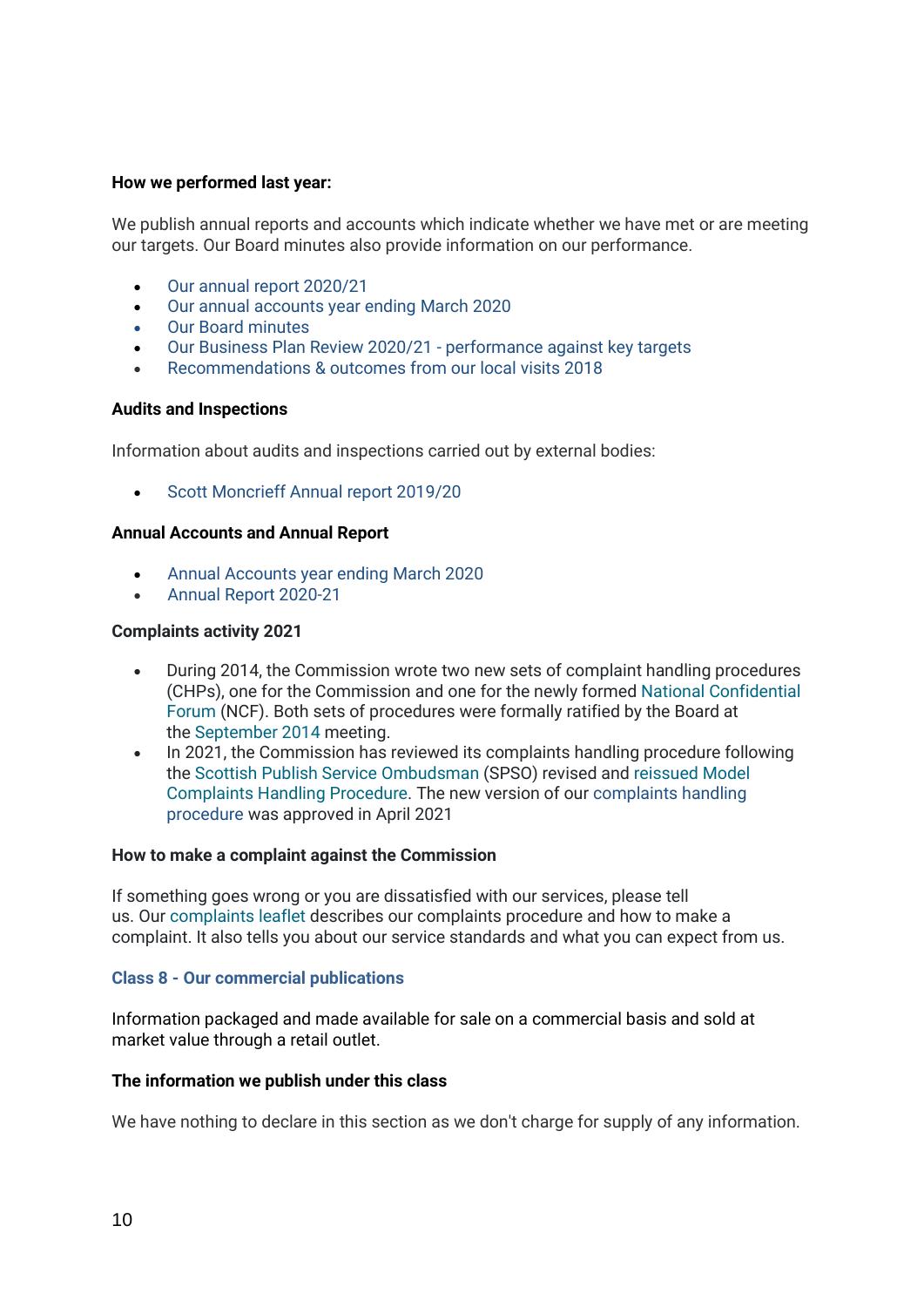**How we performed last year:**

We publish annual reports and accounts which indicate whether we have met or are meeting our targets. Our Board minutes also provide information on our performance.

- Our annual report 2020/21
- Our annual accounts year ending March 2020
- Our Board minutes
- Our Business Plan Review 2020/21 - performance against key targets
- Recommendations & outcomes from our local visits 2018

**Audits and Inspections**

Information about audits and inspections carried out by external bodies:

- Scott Moncrieff Annual report 2019/20

**Annual Accounts and Annual Report**

- Annual Accounts year ending March 2020
- Annual Report 2020-21

**Complaints activity 2021**

- During 2014, the Commission wrote two new sets of complaint handling procedures (CHPs), one for the Commission and one for the newly formed National Confidential Forum (NCF). Both sets of procedures were formally ratified by the Board at the September 2014 meeting.
- In 2021, the Commission has reviewed its complaints handling procedure following the Scottish Publish Service Ombudsman (SPSO) revised and reissued Model Complaints Handling Procedure. The new version of our complaints handling procedure was approved in April 2021

**How to make a complaint against the Commission**

If something goes wrong or you are dissatisfied with our services, please tell us. Our complaints leaflet describes our complaints procedure and how to make a complaint. It also tells you about our service standards and what you can expect from us.

**Class 8 - Our commercial publications**

Information packaged and made available for sale on a commercial basis and sold at market value through a retail outlet.

**The information we publish under this class**

We have nothing to declare in this section as we don't charge for supply of any information.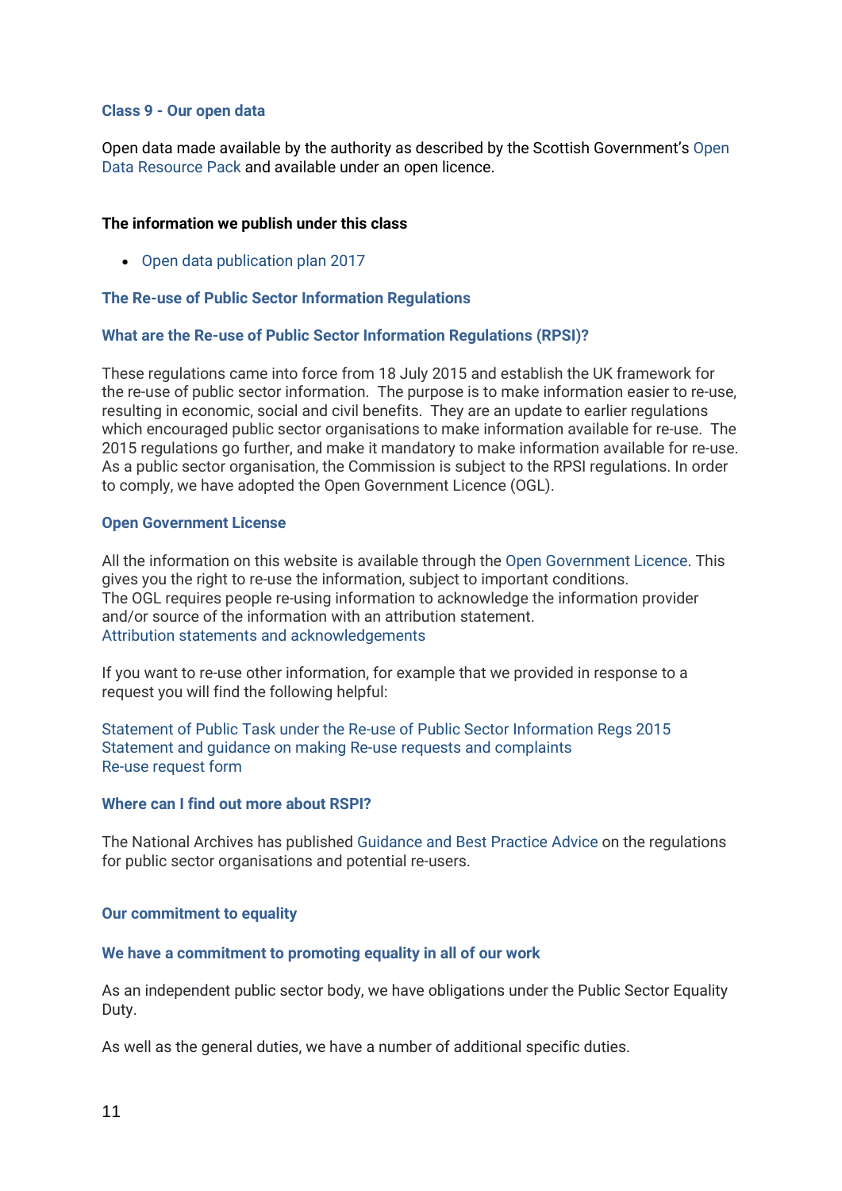### Class 9 - Our open data

Open data made available by the authority as described by the Scottish Government's Open Data Resource Pack and available under an open licence.

**The information we publish under this class**

- Open data publication plan 2017

### The Re-use of Public Sector Information Regulations

### What are the Re-use of Public Sector Information Regulations (RPSI)?

These regulations came into force from 18 July 2015 and establish the UK framework for the re-use of public sector information. The purpose is to make information easier to re-use, resulting in economic, social and civil benefits. They are an update to earlier regulations which encouraged public sector organisations to make information available for re-use. The 2015 regulations go further, and make it mandatory to make information available for re-use. As a public sector organisation, the Commission is subject to the RPSI regulations. In order to comply, we have adopted the Open Government Licence (OGL).

### Open Government License

All the information on this website is available through the Open Government Licence. This gives you the right to re-use the information, subject to important conditions.
The OGL requires people re-using information to acknowledge the information provider and/or source of the information with an attribution statement.
Attribution statements and acknowledgements

If you want to re-use other information, for example that we provided in response to a request you will find the following helpful:

Statement of Public Task under the Re-use of Public Sector Information Regs 2015
Statement and guidance on making Re-use requests and complaints
Re-use request form

### Where can I find out more about RSPI?

The National Archives has published Guidance and Best Practice Advice on the regulations for public sector organisations and potential re-users.

### Our commitment to equality

### We have a commitment to promoting equality in all of our work

As an independent public sector body, we have obligations under the Public Sector Equality Duty.

As well as the general duties, we have a number of additional specific duties.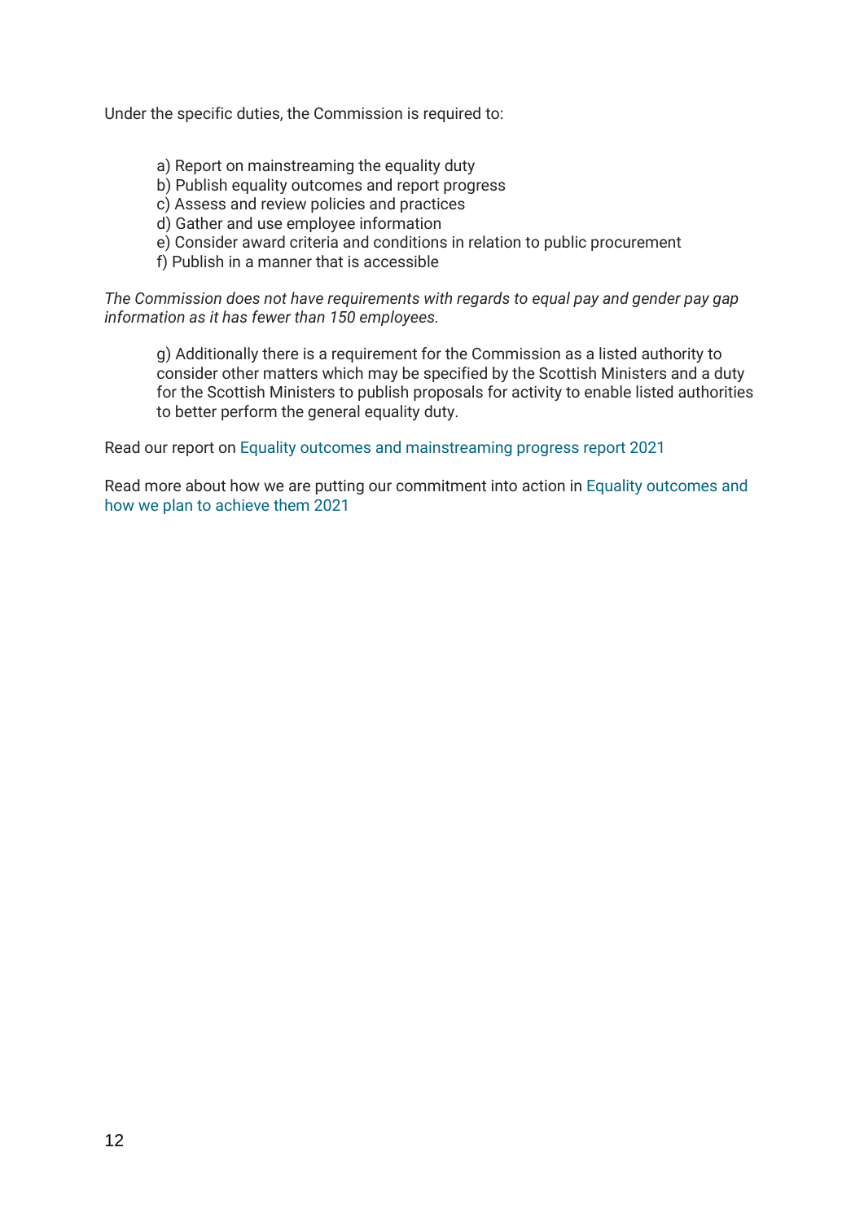Under the specific duties, the Commission is required to:

a) Report on mainstreaming the equality duty
b) Publish equality outcomes and report progress
c) Assess and review policies and practices
d) Gather and use employee information
e) Consider award criteria and conditions in relation to public procurement
f) Publish in a manner that is accessible

*The Commission does not have requirements with regards to equal pay and gender pay gap information as it has fewer than 150 employees.*

g) Additionally there is a requirement for the Commission as a listed authority to consider other matters which may be specified by the Scottish Ministers and a duty for the Scottish Ministers to publish proposals for activity to enable listed authorities to better perform the general equality duty.

Read our report on Equality outcomes and mainstreaming progress report 2021

Read more about how we are putting our commitment into action in Equality outcomes and how we plan to achieve them 2021